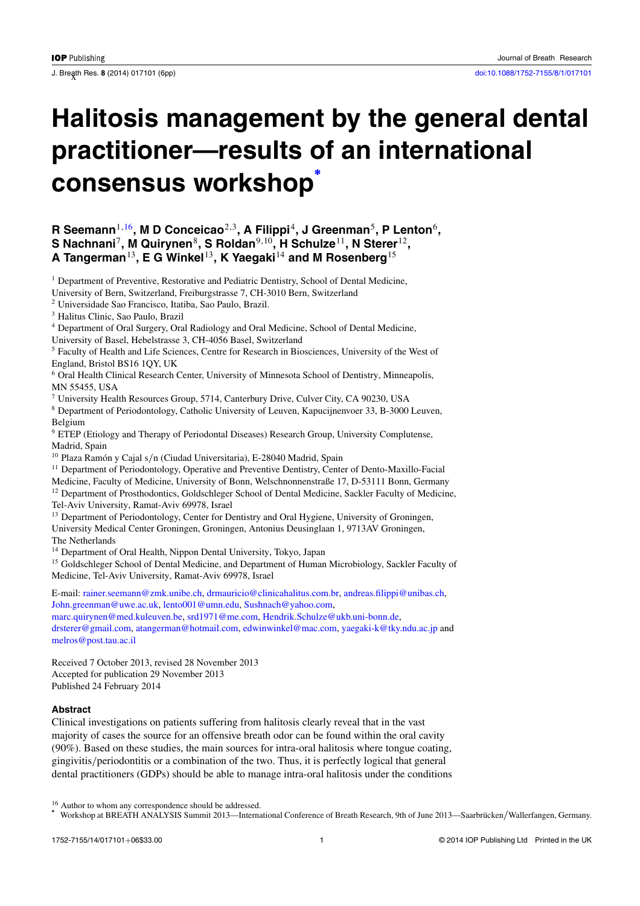# Halitosis management by the general dental practitioner—results of an international consensus workshop*

**R Seemann[1,16], M D Conceicao[2,3], A Filippi[4], J Greenman[5], P Lenton[6], S Nachnani[7], M Quirynen[8], S Roldan[9,10], H Schulze[11], N Sterer[12], A Tangerman[13], E G Winkel[13], K Yaegaki[14] and M Rosenberg[15]**

[1] Department of Preventive, Restorative and Pediatric Dentistry, School of Dental Medicine, University of Bern, Switzerland, Freiburgstrasse 7, CH-3010 Bern, Switzerland

[2] Universidade Sao Francisco, Itatiba, Sao Paulo, Brazil.

[3] Halitus Clinic, Sao Paulo, Brazil

[4] Department of Oral Surgery, Oral Radiology and Oral Medicine, School of Dental Medicine, University of Basel, Hebelstrasse 3, CH-4056 Basel, Switzerland

[5] Faculty of Health and Life Sciences, Centre for Research in Biosciences, University of the West of England, Bristol BS16 1QY, UK

[6] Oral Health Clinical Research Center, University of Minnesota School of Dentistry, Minneapolis, MN 55455, USA

[7] University Health Resources Group, 5714, Canterbury Drive, Culver City, CA 90230, USA

[8] Department of Periodontology, Catholic University of Leuven, Kapucijnenvoer 33, B-3000 Leuven, Belgium

[9] ETEP (Etiology and Therapy of Periodontal Diseases) Research Group, University Complutense, Madrid, Spain

[10] Plaza Ramón y Cajal s/n (Ciudad Universitaria), E-28040 Madrid, Spain

[11] Department of Periodontology, Operative and Preventive Dentistry, Center of Dento-Maxillo-Facial Medicine, Faculty of Medicine, University of Bonn, Welschnonnenstraße 17, D-53111 Bonn, Germany

[12] Department of Prosthodontics, Goldschleger School of Dental Medicine, Sackler Faculty of Medicine, Tel-Aviv University, Ramat-Aviv 69978, Israel

[13] Department of Periodontology, Center for Dentistry and Oral Hygiene, University of Groningen, University Medical Center Groningen, Groningen, Antonius Deusinglaan 1, 9713AV Groningen, The Netherlands

[14] Department of Oral Health, Nippon Dental University, Tokyo, Japan

[15] Goldschleger School of Dental Medicine, and Department of Human Microbiology, Sackler Faculty of Medicine, Tel-Aviv University, Ramat-Aviv 69978, Israel

E-mail: rainer.seemann@zmk.unibe.ch, drmauricio@clinicahalitus.com.br, andreas.filippi@unibas.ch, John.greenman@uwe.ac.uk, lento001@umn.edu, Sushnach@yahoo.com, marc.quirynen@med.kuleuven.be, srd1971@me.com, Hendrik.Schulze@ukb.uni-bonn.de, drsterer@gmail.com, atangerman@hotmail.com, edwinwinkel@mac.com, yaegaki-k@tky.ndu.ac.jp and melros@post.tau.ac.il

Received 7 October 2013, revised 28 November 2013

Accepted for publication 29 November 2013

Published 24 February 2014

### Abstract

Clinical investigations on patients suffering from halitosis clearly reveal that in the vast majority of cases the source for an offensive breath odor can be found within the oral cavity (90%). Based on these studies, the main sources for intra-oral halitosis where tongue coating, gingivitis/periodontitis or a combination of the two. Thus, it is perfectly logical that general dental practitioners (GDPs) should be able to manage intra-oral halitosis under the conditions

[16] Author to whom any correspondence should be addressed.

* Workshop at BREATH ANALYSIS Summit 2013—International Conference of Breath Research, 9th of June 2013—Saarbrücken/Wallerfangen, Germany.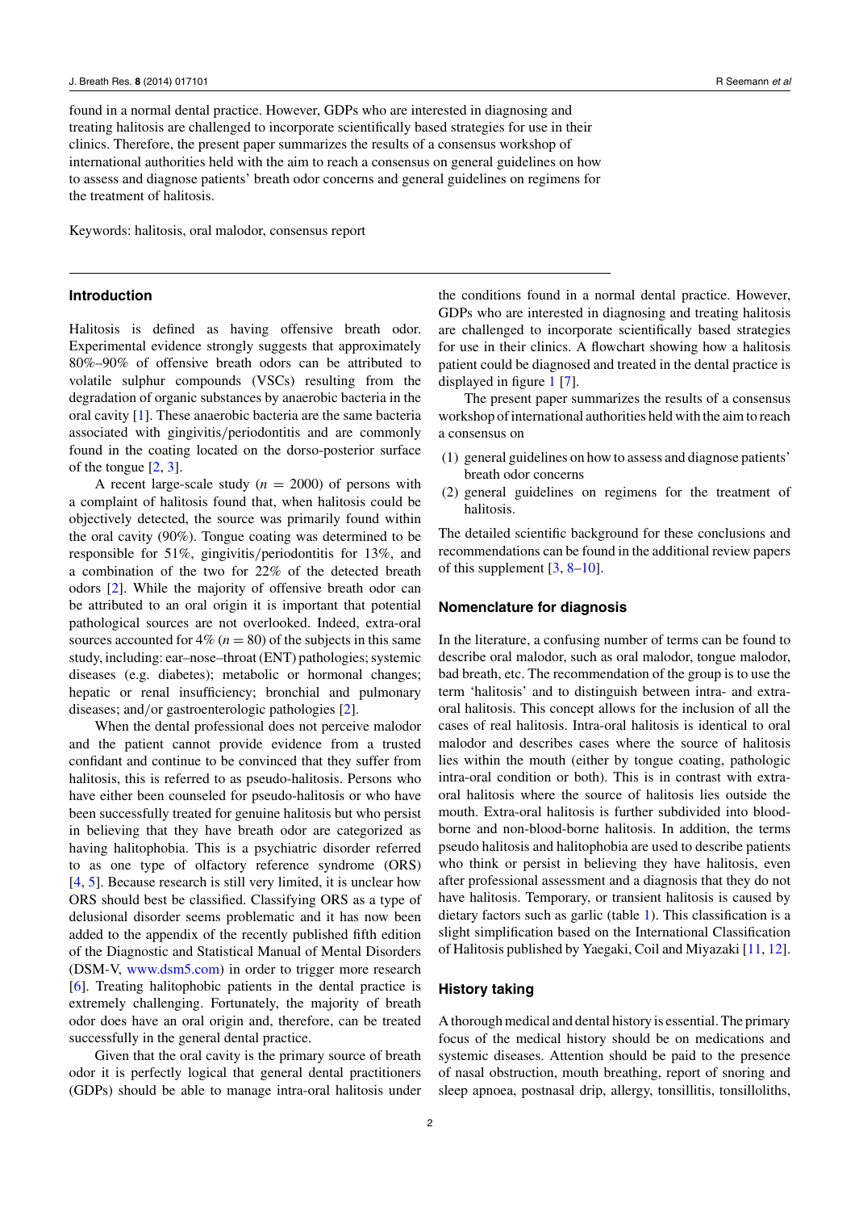found in a normal dental practice. However, GDPs who are interested in diagnosing and treating halitosis are challenged to incorporate scientifically based strategies for use in their clinics. Therefore, the present paper summarizes the results of a consensus workshop of international authorities held with the aim to reach a consensus on general guidelines on how to assess and diagnose patients' breath odor concerns and general guidelines on regimens for the treatment of halitosis.

Keywords: halitosis, oral malodor, consensus report

## Introduction

Halitosis is defined as having offensive breath odor. Experimental evidence strongly suggests that approximately 80%–90% of offensive breath odors can be attributed to volatile sulphur compounds (VSCs) resulting from the degradation of organic substances by anaerobic bacteria in the oral cavity [1]. These anaerobic bacteria are the same bacteria associated with gingivitis/periodontitis and are commonly found in the coating located on the dorso-posterior surface of the tongue [2, 3].

A recent large-scale study ($n = 2000$) of persons with a complaint of halitosis found that, when halitosis could be objectively detected, the source was primarily found within the oral cavity (90%). Tongue coating was determined to be responsible for 51%, gingivitis/periodontitis for 13%, and a combination of the two for 22% of the detected breath odors [2]. While the majority of offensive breath odor can be attributed to an oral origin it is important that potential pathological sources are not overlooked. Indeed, extra-oral sources accounted for 4% ($n = 80$) of the subjects in this same study, including: ear–nose–throat (ENT) pathologies; systemic diseases (e.g. diabetes); metabolic or hormonal changes; hepatic or renal insufficiency; bronchial and pulmonary diseases; and/or gastroenterologic pathologies [2].

When the dental professional does not perceive malodor and the patient cannot provide evidence from a trusted confidant and continue to be convinced that they suffer from halitosis, this is referred to as pseudo-halitosis. Persons who have either been counseled for pseudo-halitosis or who have been successfully treated for genuine halitosis but who persist in believing that they have breath odor are categorized as having halitophobia. This is a psychiatric disorder referred to as one type of olfactory reference syndrome (ORS) [4, 5]. Because research is still very limited, it is unclear how ORS should best be classified. Classifying ORS as a type of delusional disorder seems problematic and it has now been added to the appendix of the recently published fifth edition of the Diagnostic and Statistical Manual of Mental Disorders (DSM-V, www.dsm5.com) in order to trigger more research [6]. Treating halitophobic patients in the dental practice is extremely challenging. Fortunately, the majority of breath odor does have an oral origin and, therefore, can be treated successfully in the general dental practice.

Given that the oral cavity is the primary source of breath odor it is perfectly logical that general dental practitioners (GDPs) should be able to manage intra-oral halitosis under the conditions found in a normal dental practice. However, GDPs who are interested in diagnosing and treating halitosis are challenged to incorporate scientifically based strategies for use in their clinics. A flowchart showing how a halitosis patient could be diagnosed and treated in the dental practice is displayed in figure 1 [7].

The present paper summarizes the results of a consensus workshop of international authorities held with the aim to reach a consensus on

(1) general guidelines on how to assess and diagnose patients' breath odor concerns
(2) general guidelines on regimens for the treatment of halitosis.

The detailed scientific background for these conclusions and recommendations can be found in the additional review papers of this supplement [3, 8–10].

## Nomenclature for diagnosis

In the literature, a confusing number of terms can be found to describe oral malodor, such as oral malodor, tongue malodor, bad breath, etc. The recommendation of the group is to use the term 'halitosis' and to distinguish between intra- and extra-oral halitosis. This concept allows for the inclusion of all the cases of real halitosis. Intra-oral halitosis is identical to oral malodor and describes cases where the source of halitosis lies within the mouth (either by tongue coating, pathologic intra-oral condition or both). This is in contrast with extra-oral halitosis where the source of halitosis lies outside the mouth. Extra-oral halitosis is further subdivided into blood-borne and non-blood-borne halitosis. In addition, the terms pseudo halitosis and halitophobia are used to describe patients who think or persist in believing they have halitosis, even after professional assessment and a diagnosis that they do not have halitosis. Temporary, or transient halitosis is caused by dietary factors such as garlic (table 1). This classification is a slight simplification based on the International Classification of Halitosis published by Yaegaki, Coil and Miyazaki [11, 12].

## History taking

A thorough medical and dental history is essential. The primary focus of the medical history should be on medications and systemic diseases. Attention should be paid to the presence of nasal obstruction, mouth breathing, report of snoring and sleep apnoea, postnasal drip, allergy, tonsillitis, tonsilloliths,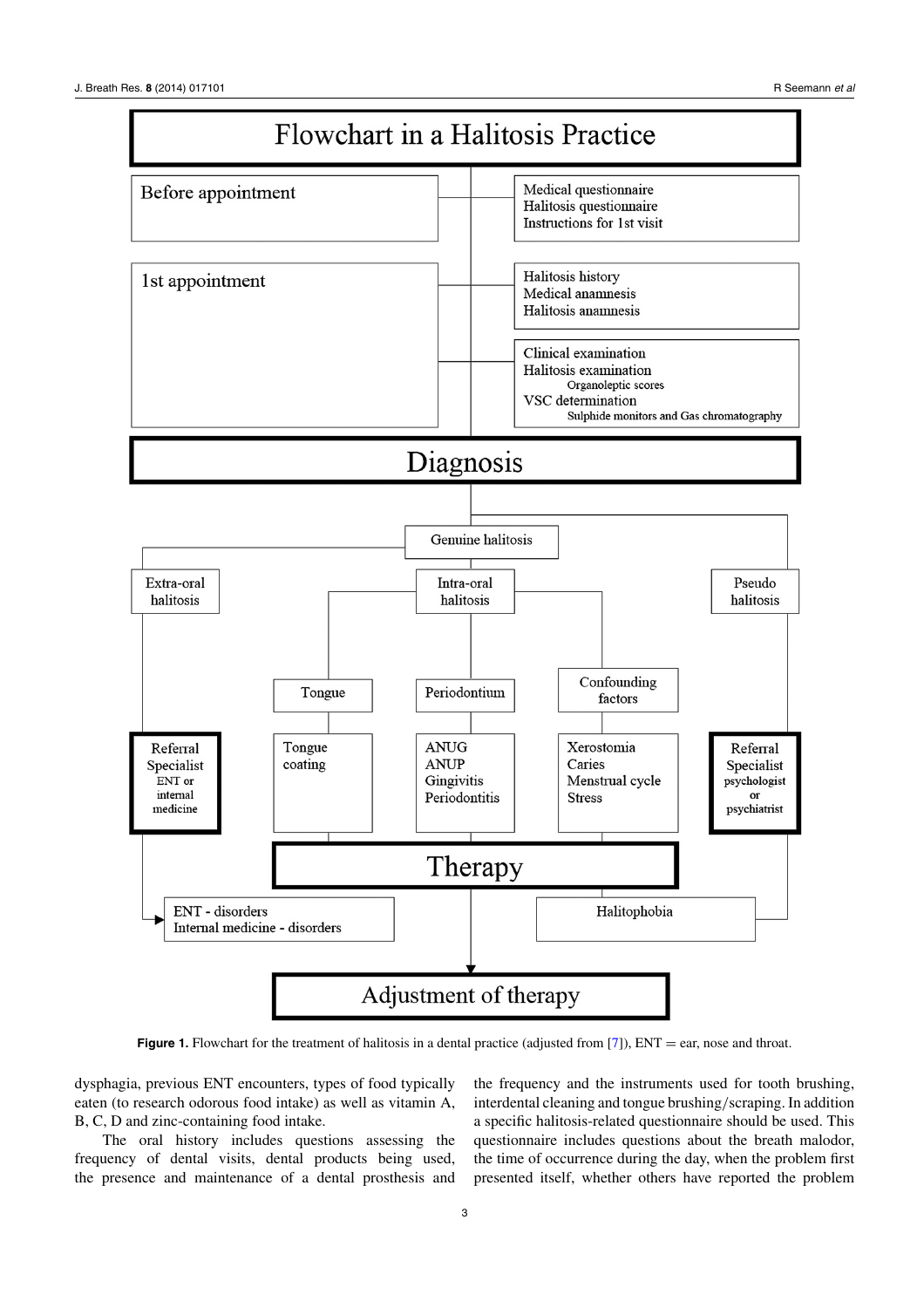Flowchart in a Halitosis Practice

| Stage | Content |
|---|---|
| Before appointment | Medical questionnaire<br>Halitosis questionnaire<br>Instructions for 1st visit |
| 1st appointment | Halitosis history<br>Medical anamnesis<br>Halitosis anamnesis |
| | Clinical examination<br>Halitosis examination<br>Organoleptic scores<br>VSC determination<br>Sulphide monitors and Gas chromatography |

**Diagnosis**

- Genuine halitosis
  - Extra-oral halitosis → Referral Specialist (ENT or internal medicine) → ENT - disorders; Internal medicine - disorders
  - Intra-oral halitosis
    - Tongue → Tongue coating
    - Periodontium → ANUG, ANUP, Gingivitis, Periodontitis
    - Confounding factors → Xerostomia, Caries, Menstrual cycle, Stress
- Pseudo halitosis → Referral Specialist (psychologist or psychiatrist) → Halitophobia

**Therapy** → **Adjustment of therapy**

**Figure 1.** Flowchart for the treatment of halitosis in a dental practice (adjusted from [7]), ENT = ear, nose and throat.

dysphagia, previous ENT encounters, types of food typically eaten (to research odorous food intake) as well as vitamin A, B, C, D and zinc-containing food intake.

The oral history includes questions assessing the frequency of dental visits, dental products being used, the presence and maintenance of a dental prosthesis and the frequency and the instruments used for tooth brushing, interdental cleaning and tongue brushing/scraping. In addition a specific halitosis-related questionnaire should be used. This questionnaire includes questions about the breath malodor, the time of occurrence during the day, when the problem first presented itself, whether others have reported the problem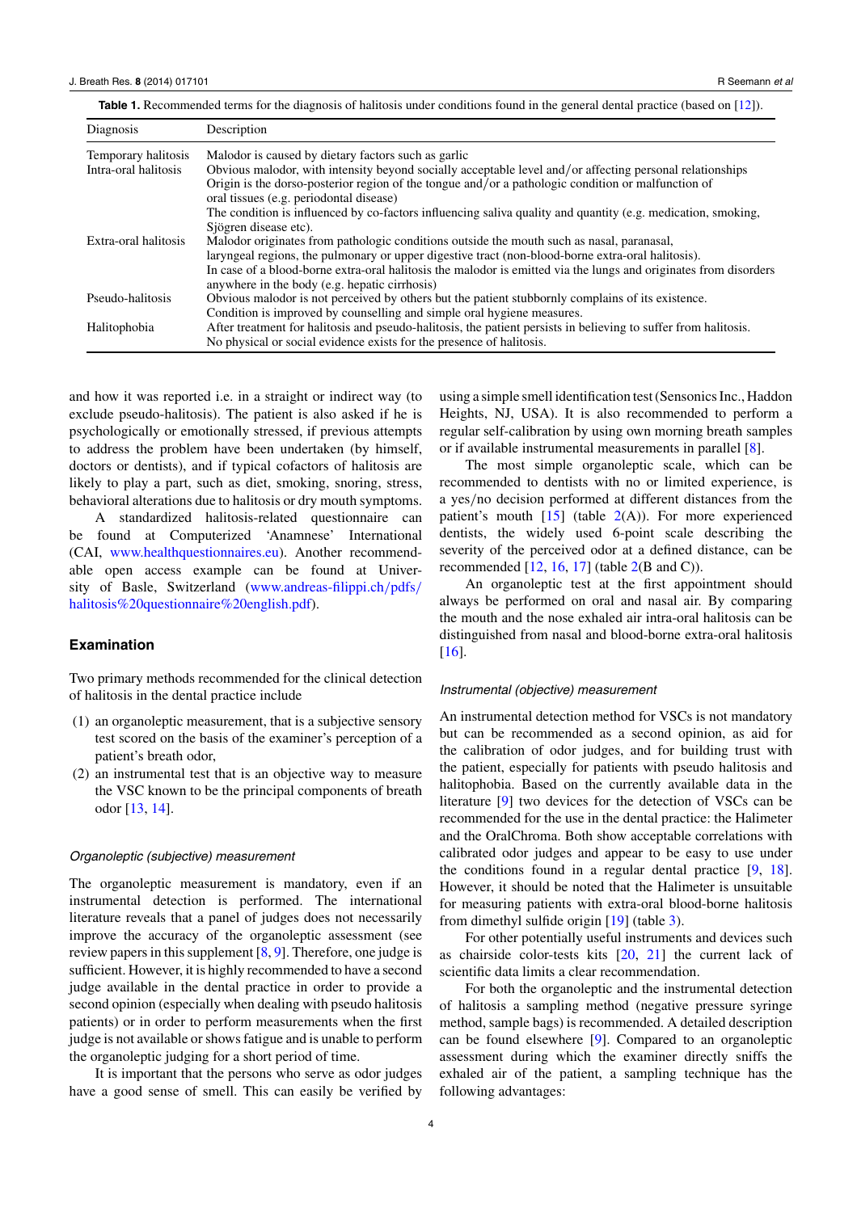**Table 1.** Recommended terms for the diagnosis of halitosis under conditions found in the general dental practice (based on [12]).

| Diagnosis | Description |
|---|---|
| Temporary halitosis | Malodor is caused by dietary factors such as garlic |
| Intra-oral halitosis | Obvious malodor, with intensity beyond socially acceptable level and/or affecting personal relationships<br>Origin is the dorso-posterior region of the tongue and/or a pathologic condition or malfunction of oral tissues (e.g. periodontal disease)<br>The condition is influenced by co-factors influencing saliva quality and quantity (e.g. medication, smoking, Sjögren disease etc). |
| Extra-oral halitosis | Malodor originates from pathologic conditions outside the mouth such as nasal, paranasal, laryngeal regions, the pulmonary or upper digestive tract (non-blood-borne extra-oral halitosis).<br>In case of a blood-borne extra-oral halitosis the malodor is emitted via the lungs and originates from disorders anywhere in the body (e.g. hepatic cirrhosis) |
| Pseudo-halitosis | Obvious malodor is not perceived by others but the patient stubbornly complains of its existence.<br>Condition is improved by counselling and simple oral hygiene measures. |
| Halitophobia | After treatment for halitosis and pseudo-halitosis, the patient persists in believing to suffer from halitosis.<br>No physical or social evidence exists for the presence of halitosis. |

and how it was reported i.e. in a straight or indirect way (to exclude pseudo-halitosis). The patient is also asked if he is psychologically or emotionally stressed, if previous attempts to address the problem have been undertaken (by himself, doctors or dentists), and if typical cofactors of halitosis are likely to play a part, such as diet, smoking, snoring, stress, behavioral alterations due to halitosis or dry mouth symptoms.

A standardized halitosis-related questionnaire can be found at Computerized 'Anamnese' International (CAI, www.healthquestionnaires.eu). Another recommendable open access example can be found at University of Basle, Switzerland (www.andreas-filippi.ch/pdfs/halitosis%20questionnaire%20english.pdf).

## Examination

Two primary methods recommended for the clinical detection of halitosis in the dental practice include

1. an organoleptic measurement, that is a subjective sensory test scored on the basis of the examiner's perception of a patient's breath odor,
2. an instrumental test that is an objective way to measure the VSC known to be the principal components of breath odor [13, 14].

### *Organoleptic (subjective) measurement*

The organoleptic measurement is mandatory, even if an instrumental detection is performed. The international literature reveals that a panel of judges does not necessarily improve the accuracy of the organoleptic assessment (see review papers in this supplement [8, 9]. Therefore, one judge is sufficient. However, it is highly recommended to have a second judge available in the dental practice in order to provide a second opinion (especially when dealing with pseudo halitosis patients) or in order to perform measurements when the first judge is not available or shows fatigue and is unable to perform the organoleptic judging for a short period of time.

It is important that the persons who serve as odor judges have a good sense of smell. This can easily be verified by using a simple smell identification test (Sensonics Inc., Haddon Heights, NJ, USA). It is also recommended to perform a regular self-calibration by using own morning breath samples or if available instrumental measurements in parallel [8].

The most simple organoleptic scale, which can be recommended to dentists with no or limited experience, is a yes/no decision performed at different distances from the patient's mouth [15] (table 2(A)). For more experienced dentists, the widely used 6-point scale describing the severity of the perceived odor at a defined distance, can be recommended [12, 16, 17] (table 2(B and C)).

An organoleptic test at the first appointment should always be performed on oral and nasal air. By comparing the mouth and the nose exhaled air intra-oral halitosis can be distinguished from nasal and blood-borne extra-oral halitosis [16].

### *Instrumental (objective) measurement*

An instrumental detection method for VSCs is not mandatory but can be recommended as a second opinion, as aid for the calibration of odor judges, and for building trust with the patient, especially for patients with pseudo halitosis and halitophobia. Based on the currently available data in the literature [9] two devices for the detection of VSCs can be recommended for the use in the dental practice: the Halimeter and the OralChroma. Both show acceptable correlations with calibrated odor judges and appear to be easy to use under the conditions found in a regular dental practice [9, 18]. However, it should be noted that the Halimeter is unsuitable for measuring patients with extra-oral blood-borne halitosis from dimethyl sulfide origin [19] (table 3).

For other potentially useful instruments and devices such as chairside color-tests kits [20, 21] the current lack of scientific data limits a clear recommendation.

For both the organoleptic and the instrumental detection of halitosis a sampling method (negative pressure syringe method, sample bags) is recommended. A detailed description can be found elsewhere [9]. Compared to an organoleptic assessment during which the examiner directly sniffs the exhaled air of the patient, a sampling technique has the following advantages: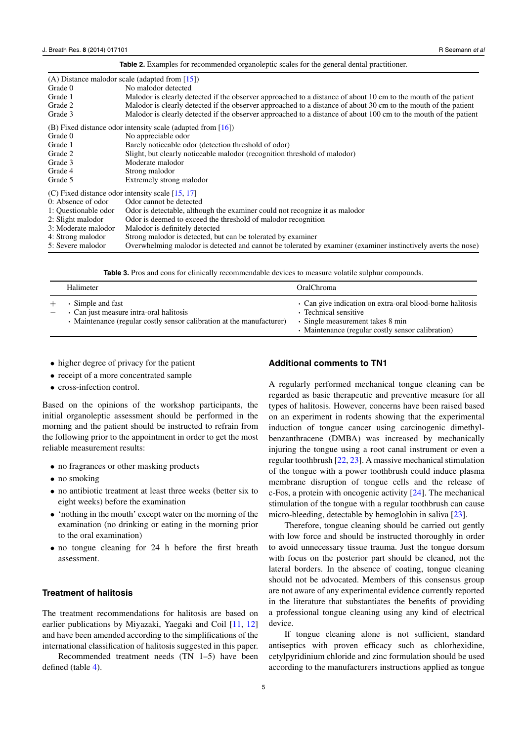**Table 2.** Examples for recommended organoleptic scales for the general dental practitioner.

| | |
|---|---|
| (A) Distance malodor scale (adapted from [15]) | |
| Grade 0 | No malodor detected |
| Grade 1 | Malodor is clearly detected if the observer approached to a distance of about 10 cm to the mouth of the patient |
| Grade 2 | Malodor is clearly detected if the observer approached to a distance of about 30 cm to the mouth of the patient |
| Grade 3 | Malodor is clearly detected if the observer approached to a distance of about 100 cm to the mouth of the patient |
| (B) Fixed distance odor intensity scale (adapted from [16]) | |
| Grade 0 | No appreciable odor |
| Grade 1 | Barely noticeable odor (detection threshold of odor) |
| Grade 2 | Slight, but clearly noticeable malodor (recognition threshold of malodor) |
| Grade 3 | Moderate malodor |
| Grade 4 | Strong malodor |
| Grade 5 | Extremely strong malodor |
| (C) Fixed distance odor intensity scale [15, 17] | |
| 0: Absence of odor | Odor cannot be detected |
| 1: Questionable odor | Odor is detectable, although the examiner could not recognize it as malodor |
| 2: Slight malodor | Odor is deemed to exceed the threshold of malodor recognition |
| 3: Moderate malodor | Malodor is definitely detected |
| 4: Strong malodor | Strong malodor is detected, but can be tolerated by examiner |
| 5: Severe malodor | Overwhelming malodor is detected and cannot be tolerated by examiner (examiner instinctively averts the nose) |

**Table 3.** Pros and cons for clinically recommendable devices to measure volatile sulphur compounds.

| | Halimeter | OralChroma |
|---|---|---|
| + | · Simple and fast | · Can give indication on extra-oral blood-borne halitosis |
| − | · Can just measure intra-oral halitosis<br>· Maintenance (regular costly sensor calibration at the manufacturer) | · Technical sensitive<br>· Single measurement takes 8 min<br>· Maintenance (regular costly sensor calibration) |

- higher degree of privacy for the patient
- receipt of a more concentrated sample
- cross-infection control.

Based on the opinions of the workshop participants, the initial organoleptic assessment should be performed in the morning and the patient should be instructed to refrain from the following prior to the appointment in order to get the most reliable measurement results:

- no fragrances or other masking products
- no smoking
- no antibiotic treatment at least three weeks (better six to eight weeks) before the examination
- 'nothing in the mouth' except water on the morning of the examination (no drinking or eating in the morning prior to the oral examination)
- no tongue cleaning for 24 h before the first breath assessment.

## Treatment of halitosis

The treatment recommendations for halitosis are based on earlier publications by Miyazaki, Yaegaki and Coil [11, 12] and have been amended according to the simplifications of the international classification of halitosis suggested in this paper.

Recommended treatment needs (TN 1–5) have been defined (table 4).

## Additional comments to TN1

A regularly performed mechanical tongue cleaning can be regarded as basic therapeutic and preventive measure for all types of halitosis. However, concerns have been raised based on an experiment in rodents showing that the experimental induction of tongue cancer using carcinogenic dimethylbenzanthracene (DMBA) was increased by mechanically injuring the tongue using a root canal instrument or even a regular toothbrush [22, 23]. A massive mechanical stimulation of the tongue with a power toothbrush could induce plasma membrane disruption of tongue cells and the release of c-Fos, a protein with oncogenic activity [24]. The mechanical stimulation of the tongue with a regular toothbrush can cause micro-bleeding, detectable by hemoglobin in saliva [23].

Therefore, tongue cleaning should be carried out gently with low force and should be instructed thoroughly in order to avoid unnecessary tissue trauma. Just the tongue dorsum with focus on the posterior part should be cleaned, not the lateral borders. In the absence of coating, tongue cleaning should not be advocated. Members of this consensus group are not aware of any experimental evidence currently reported in the literature that substantiates the benefits of providing a professional tongue cleaning using any kind of electrical device.

If tongue cleaning alone is not sufficient, standard antiseptics with proven efficacy such as chlorhexidine, cetylpyridinium chloride and zinc formulation should be used according to the manufacturers instructions applied as tongue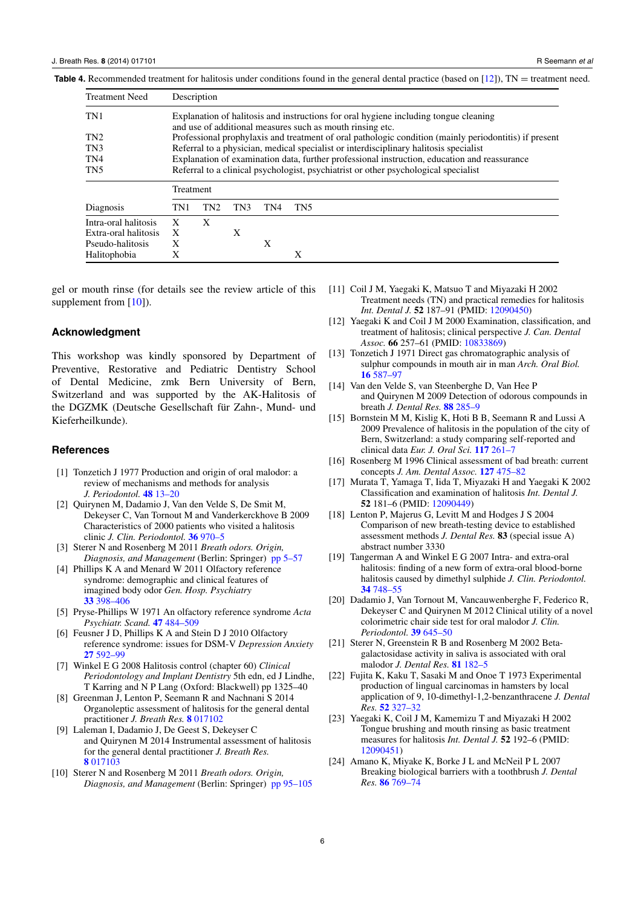**Table 4.** Recommended treatment for halitosis under conditions found in the general dental practice (based on [12]), TN = treatment need.

| Treatment Need | Description |
|---|---|
| TN1 | Explanation of halitosis and instructions for oral hygiene including tongue cleaning and use of additional measures such as mouth rinsing etc. |
| TN2 | Professional prophylaxis and treatment of oral pathologic condition (mainly periodontitis) if present |
| TN3 | Referral to a physician, medical specialist or interdisciplinary halitosis specialist |
| TN4 | Explanation of examination data, further professional instruction, education and reassurance |
| TN5 | Referral to a clinical psychologist, psychiatrist or other psychological specialist |

| | Treatment | | | | |
|---|---|---|---|---|---|
| Diagnosis | TN1 | TN2 | TN3 | TN4 | TN5 |
| Intra-oral halitosis | X | X | | | |
| Extra-oral halitosis | X | | X | | |
| Pseudo-halitosis | X | | | X | |
| Halitophobia | X | | | | X |

gel or mouth rinse (for details see the review article of this supplement from [10]).

## Acknowledgment

This workshop was kindly sponsored by Department of Preventive, Restorative and Pediatric Dentistry School of Dental Medicine, zmk Bern University of Bern, Switzerland and was supported by the AK-Halitosis of the DGZMK (Deutsche Gesellschaft für Zahn-, Mund- und Kieferheilkunde).

## References

[1] Tonzetich J 1977 Production and origin of oral malodor: a review of mechanisms and methods for analysis *J. Periodontol.* **48** 13–20

[2] Quirynen M, Dadamio J, Van den Velde S, De Smit M, Dekeyser C, Van Tornout M and Vanderkerckhove B 2009 Characteristics of 2000 patients who visited a halitosis clinic *J. Clin. Periodontol.* **36** 970–5

[3] Sterer N and Rosenberg M 2011 *Breath odors. Origin, Diagnosis, and Management* (Berlin: Springer) pp 5–57

[4] Phillips K A and Menard W 2011 Olfactory reference syndrome: demographic and clinical features of imagined body odor *Gen. Hosp. Psychiatry* **33** 398–406

[5] Pryse-Phillips W 1971 An olfactory reference syndrome *Acta Psychiatr. Scand.* **47** 484–509

[6] Feusner J D, Phillips K A and Stein D J 2010 Olfactory reference syndrome: issues for DSM-V *Depression Anxiety* **27** 592–99

[7] Winkel E G 2008 Halitosis control (chapter 60) *Clinical Periodontology and Implant Dentistry* 5th edn, ed J Lindhe, T Karring and N P Lang (Oxford: Blackwell) pp 1325–40

[8] Greenman J, Lenton P, Seemann R and Nachnani S 2014 Organoleptic assessment of halitosis for the general dental practitioner *J. Breath Res.* **8** 017102

[9] Laleman I, Dadamio J, De Geest S, Dekeyser C and Quirynen M 2014 Instrumental assessment of halitosis for the general dental practitioner *J. Breath Res.* **8** 017103

[10] Sterer N and Rosenberg M 2011 *Breath odors. Origin, Diagnosis, and Management* (Berlin: Springer) pp 95–105

[11] Coil J M, Yaegaki K, Matsuo T and Miyazaki H 2002 Treatment needs (TN) and practical remedies for halitosis *Int. Dental J.* **52** 187–91 (PMID: 12090450)

[12] Yaegaki K and Coil J M 2000 Examination, classification, and treatment of halitosis; clinical perspective *J. Can. Dental Assoc.* **66** 257–61 (PMID: 10833869)

[13] Tonzetich J 1971 Direct gas chromatographic analysis of sulphur compounds in mouth air in man *Arch. Oral Biol.* **16** 587–97

[14] Van den Velde S, van Steenberghe D, Van Hee P and Quirynen M 2009 Detection of odorous compounds in breath *J. Dental Res.* **88** 285–9

[15] Bornstein M M, Kislig K, Hoti B B, Seemann R and Lussi A 2009 Prevalence of halitosis in the population of the city of Bern, Switzerland: a study comparing self-reported and clinical data *Eur. J. Oral Sci.* **117** 261–7

[16] Rosenberg M 1996 Clinical assessment of bad breath: current concepts *J. Am. Dental Assoc.* **127** 475–82

[17] Murata T, Yamaga T, Iida T, Miyazaki H and Yaegaki K 2002 Classification and examination of halitosis *Int. Dental J.* **52** 181–6 (PMID: 12090449)

[18] Lenton P, Majerus G, Levitt M and Hodges J S 2004 Comparison of new breath-testing device to established assessment methods *J. Dental Res.* **83** (special issue A) abstract number 3330

[19] Tangerman A and Winkel E G 2007 Intra- and extra-oral halitosis: finding of a new form of extra-oral blood-borne halitosis caused by dimethyl sulphide *J. Clin. Periodontol.* **34** 748–55

[20] Dadamio J, Van Tornout M, Vancauwenberghe F, Federico R, Dekeyser C and Quirynen M 2012 Clinical utility of a novel colorimetric chair side test for oral malodor *J. Clin. Periodontol.* **39** 645–50

[21] Sterer N, Greenstein R B and Rosenberg M 2002 Beta-galactosidase activity in saliva is associated with oral malodor *J. Dental Res.* **81** 182–5

[22] Fujita K, Kaku T, Sasaki M and Onoe T 1973 Experimental production of lingual carcinomas in hamsters by local application of 9, 10-dimethyl-1,2-benzanthracene *J. Dental Res.* **52** 327–32

[23] Yaegaki K, Coil J M, Kamemizu T and Miyazaki H 2002 Tongue brushing and mouth rinsing as basic treatment measures for halitosis *Int. Dental J.* **52** 192–6 (PMID: 12090451)

[24] Amano K, Miyake K, Borke J L and McNeil P L 2007 Breaking biological barriers with a toothbrush *J. Dental Res.* **86** 769–74